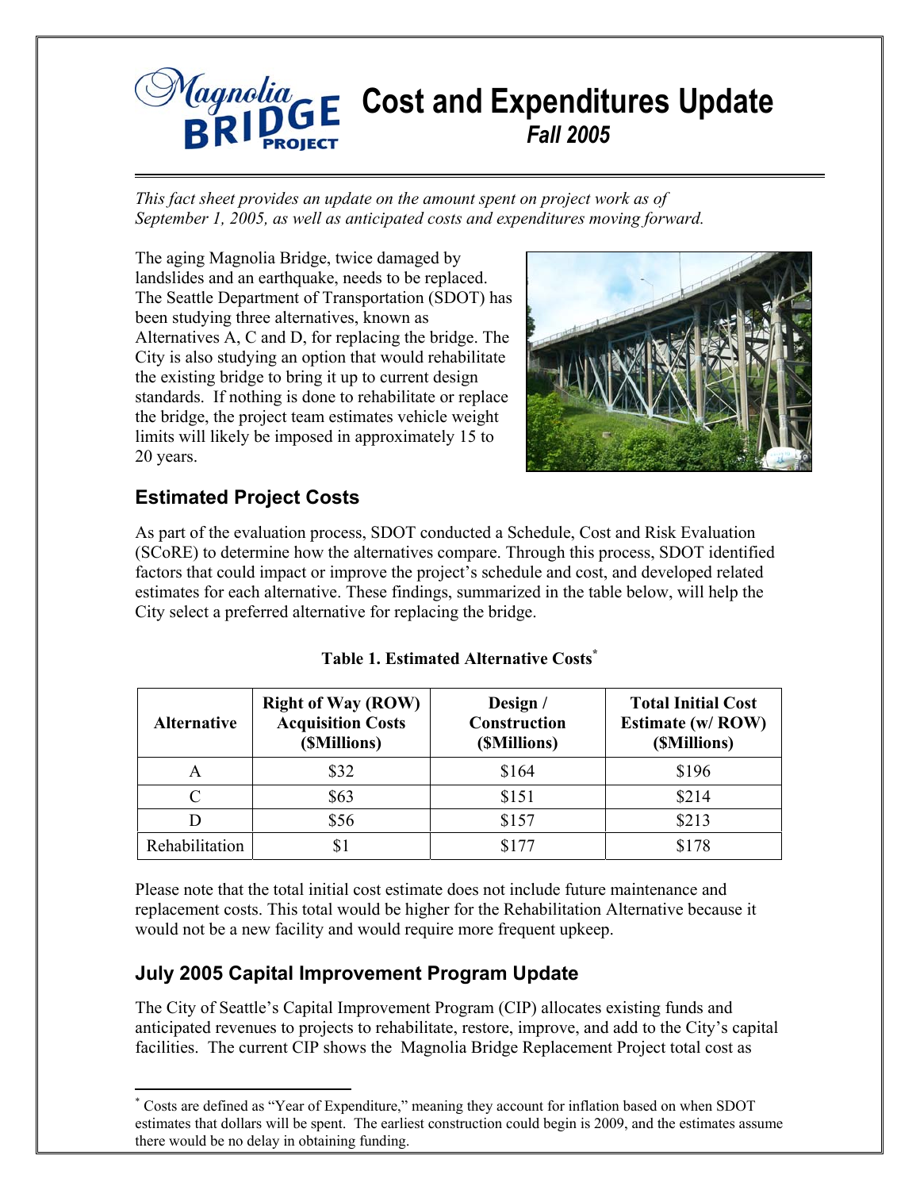# Magnolia Bridge Project — Cost and Expenditures Update

*Fall 2005*

*This fact sheet provides an update on the amount spent on project work as of September 1, 2005, as well as anticipated costs and expenditures moving forward.*

The aging Magnolia Bridge, twice damaged by landslides and an earthquake, needs to be replaced. The Seattle Department of Transportation (SDOT) has been studying three alternatives, known as Alternatives A, C and D, for replacing the bridge. The City is also studying an option that would rehabilitate the existing bridge to bring it up to current design standards. If nothing is done to rehabilitate or replace the bridge, the project team estimates vehicle weight limits will likely be imposed in approximately 15 to 20 years.

## Estimated Project Costs

As part of the evaluation process, SDOT conducted a Schedule, Cost and Risk Evaluation (SCoRE) to determine how the alternatives compare. Through this process, SDOT identified factors that could impact or improve the project's schedule and cost, and developed related estimates for each alternative. These findings, summarized in the table below, will help the City select a preferred alternative for replacing the bridge.

**Table 1. Estimated Alternative Costs***

| Alternative | Right of Way (ROW) Acquisition Costs ($Millions) | Design / Construction ($Millions) | Total Initial Cost Estimate (w/ ROW) ($Millions) |
|---|---|---|---|
| A | $32 | $164 | $196 |
| C | $63 | $151 | $214 |
| D | $56 | $157 | $213 |
| Rehabilitation | $1 | $177 | $178 |

Please note that the total initial cost estimate does not include future maintenance and replacement costs. This total would be higher for the Rehabilitation Alternative because it would not be a new facility and would require more frequent upkeep.

## July 2005 Capital Improvement Program Update

The City of Seattle's Capital Improvement Program (CIP) allocates existing funds and anticipated revenues to projects to rehabilitate, restore, improve, and add to the City's capital facilities. The current CIP shows the Magnolia Bridge Replacement Project total cost as

\* Costs are defined as "Year of Expenditure," meaning they account for inflation based on when SDOT estimates that dollars will be spent. The earliest construction could begin is 2009, and the estimates assume there would be no delay in obtaining funding.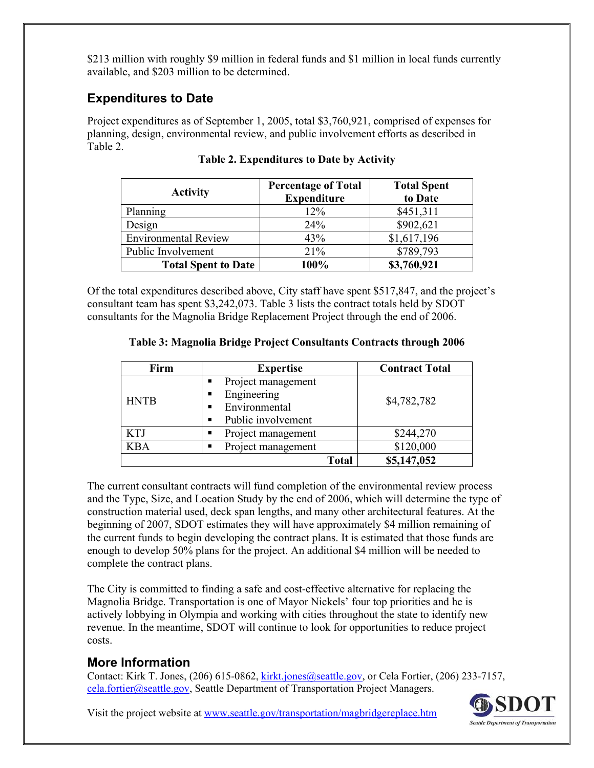$213 million with roughly $9 million in federal funds and $1 million in local funds currently available, and $203 million to be determined.

## Expenditures to Date

Project expenditures as of September 1, 2005, total $3,760,921, comprised of expenses for planning, design, environmental review, and public involvement efforts as described in Table 2.

**Table 2. Expenditures to Date by Activity**

| Activity | Percentage of Total Expenditure | Total Spent to Date |
|---|---|---|
| Planning | 12% | $451,311 |
| Design | 24% | $902,621 |
| Environmental Review | 43% | $1,617,196 |
| Public Involvement | 21% | $789,793 |
| **Total Spent to Date** | **100%** | **$3,760,921** |

Of the total expenditures described above, City staff have spent $517,847, and the project's consultant team has spent $3,242,073. Table 3 lists the contract totals held by SDOT consultants for the Magnolia Bridge Replacement Project through the end of 2006.

**Table 3: Magnolia Bridge Project Consultants Contracts through 2006**

| Firm | Expertise | Contract Total |
|---|---|---|
| HNTB | ▪ Project management<br>▪ Engineering<br>▪ Environmental<br>▪ Public involvement | $4,782,782 |
| KTJ | ▪ Project management | $244,270 |
| KBA | ▪ Project management | $120,000 |
| | **Total** | **$5,147,052** |

The current consultant contracts will fund completion of the environmental review process and the Type, Size, and Location Study by the end of 2006, which will determine the type of construction material used, deck span lengths, and many other architectural features. At the beginning of 2007, SDOT estimates they will have approximately $4 million remaining of the current funds to begin developing the contract plans. It is estimated that those funds are enough to develop 50% plans for the project. An additional $4 million will be needed to complete the contract plans.

The City is committed to finding a safe and cost-effective alternative for replacing the Magnolia Bridge. Transportation is one of Mayor Nickels' four top priorities and he is actively lobbying in Olympia and working with cities throughout the state to identify new revenue. In the meantime, SDOT will continue to look for opportunities to reduce project costs.

## More Information

Contact: Kirk T. Jones, (206) 615-0862, kirkt.jones@seattle.gov, or Cela Fortier, (206) 233-7157, cela.fortier@seattle.gov, Seattle Department of Transportation Project Managers.

Visit the project website at www.seattle.gov/transportation/magbridgereplace.htm

SDOT
Seattle Department of Transportation